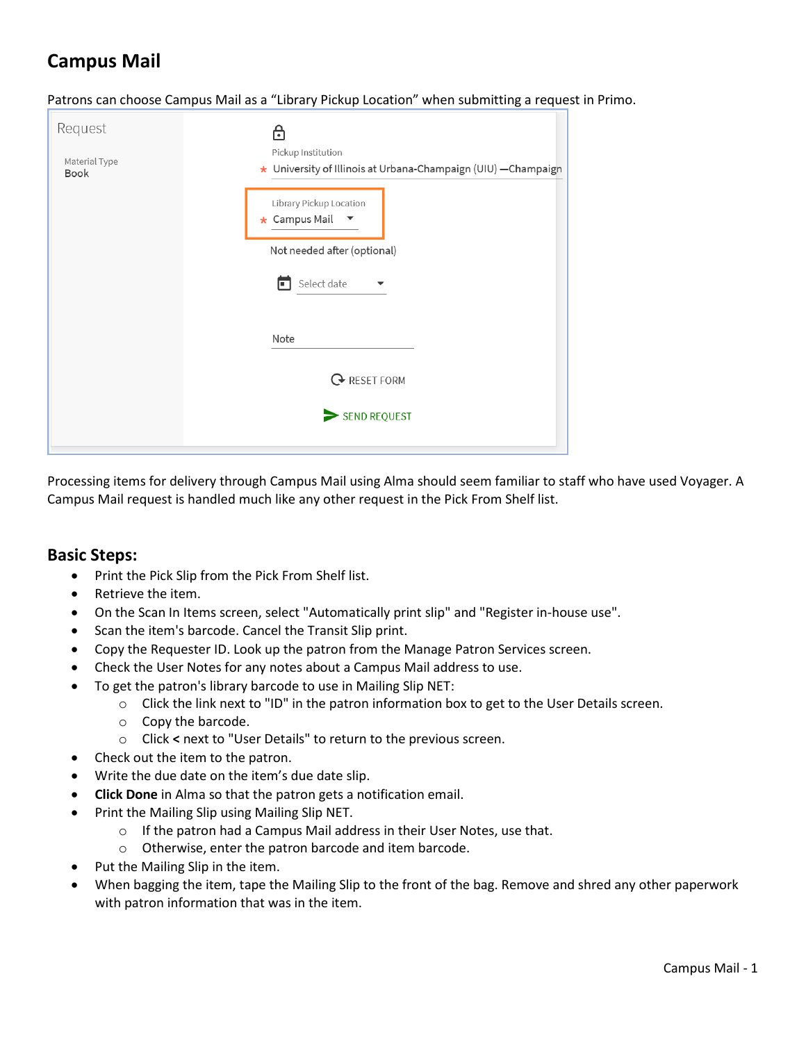# Campus Mail

Patrons can choose Campus Mail as a "Library Pickup Location" when submitting a request in Primo.

Request

Material Type
Book

Pickup Institution
* University of Illinois at Urbana-Champaign (UIU) —Champaign

Library Pickup Location
* Campus Mail

Not needed after (optional)

Select date

Note

RESET FORM

SEND REQUEST

Processing items for delivery through Campus Mail using Alma should seem familiar to staff who have used Voyager. A Campus Mail request is handled much like any other request in the Pick From Shelf list.

## Basic Steps:

- Print the Pick Slip from the Pick From Shelf list.
- Retrieve the item.
- On the Scan In Items screen, select "Automatically print slip" and "Register in-house use".
- Scan the item's barcode. Cancel the Transit Slip print.
- Copy the Requester ID. Look up the patron from the Manage Patron Services screen.
- Check the User Notes for any notes about a Campus Mail address to use.
- To get the patron's library barcode to use in Mailing Slip NET:
  - Click the link next to "ID" in the patron information box to get to the User Details screen.
  - Copy the barcode.
  - Click **<** next to "User Details" to return to the previous screen.
- Check out the item to the patron.
- Write the due date on the item's due date slip.
- **Click Done** in Alma so that the patron gets a notification email.
- Print the Mailing Slip using Mailing Slip NET.
  - If the patron had a Campus Mail address in their User Notes, use that.
  - Otherwise, enter the patron barcode and item barcode.
- Put the Mailing Slip in the item.
- When bagging the item, tape the Mailing Slip to the front of the bag. Remove and shred any other paperwork with patron information that was in the item.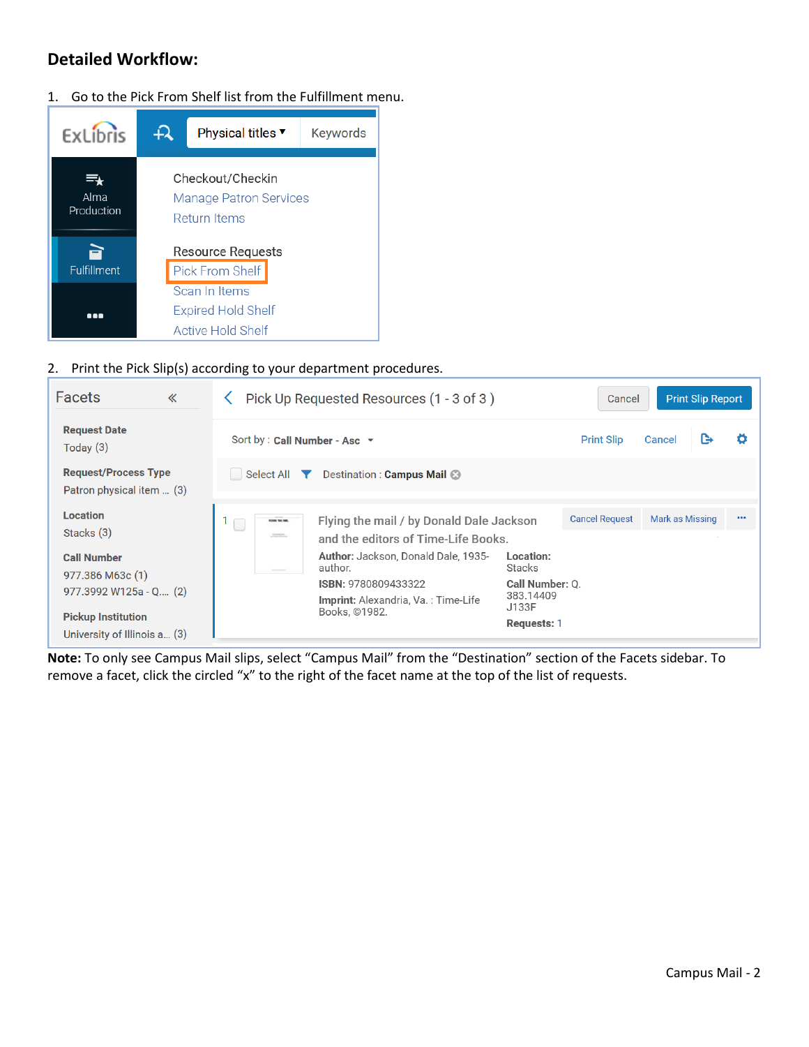## Detailed Workflow:

1. Go to the Pick From Shelf list from the Fulfillment menu.

2. Print the Pick Slip(s) according to your department procedures.

**Note:** To only see Campus Mail slips, select "Campus Mail" from the "Destination" section of the Facets sidebar. To remove a facet, click the circled "x" to the right of the facet name at the top of the list of requests.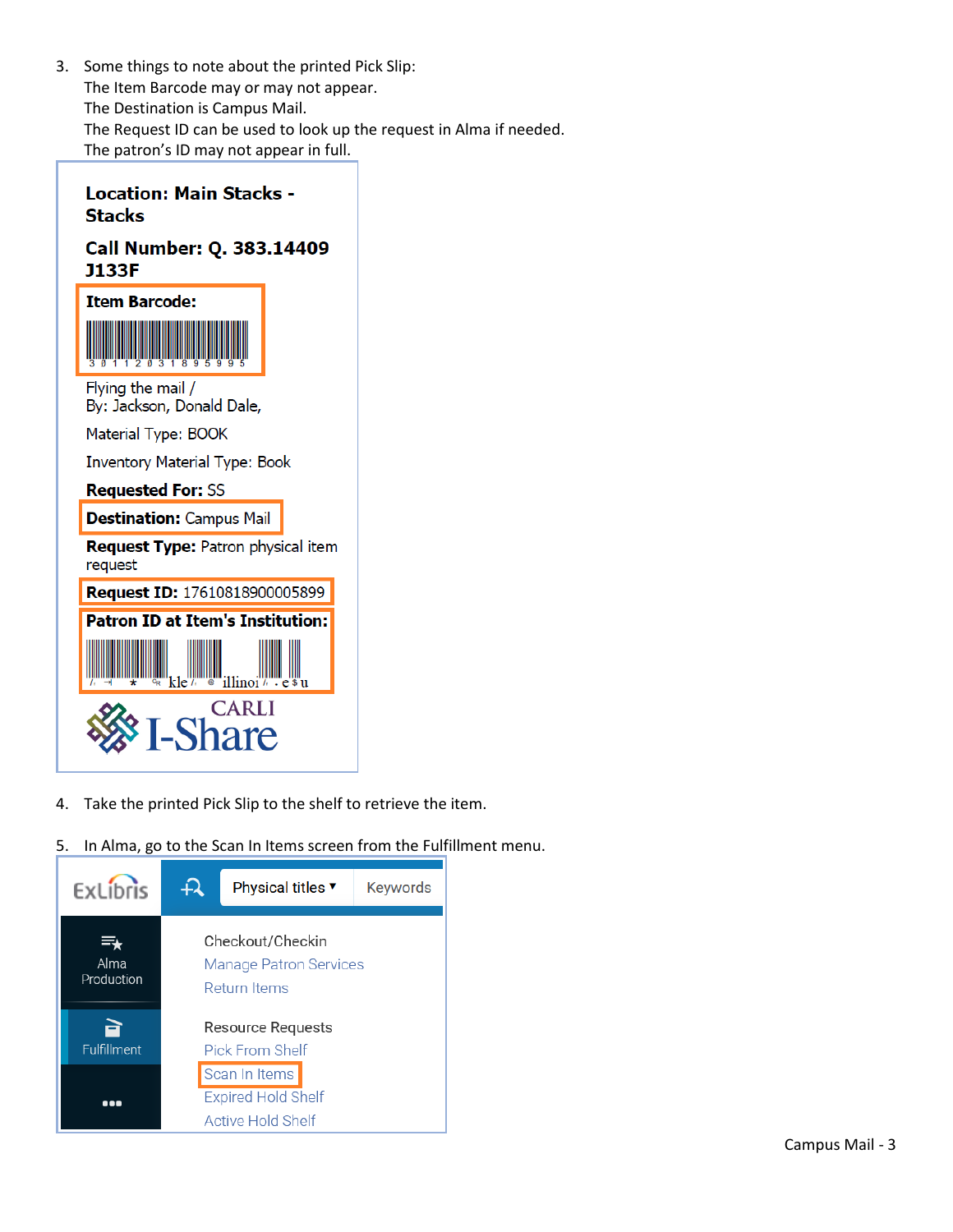3. Some things to note about the printed Pick Slip:
   The Item Barcode may or may not appear.
   The Destination is Campus Mail.
   The Request ID can be used to look up the request in Alma if needed.
   The patron's ID may not appear in full.

**Location: Main Stacks - Stacks**

**Call Number: Q. 383.14409 J133F**

**Item Barcode:**

30112031895995

Flying the mail /
By: Jackson, Donald Dale,

Material Type: BOOK

Inventory Material Type: Book

**Requested For:** SS

**Destination:** Campus Mail

**Request Type:** Patron physical item request

**Request ID:** 17610818900005899

**Patron ID at Item's Institution:**

CARLI I-Share

4. Take the printed Pick Slip to the shelf to retrieve the item.

5. In Alma, go to the Scan In Items screen from the Fulfillment menu.

ExLibris | Physical titles ▾ | Keywords

Alma Production

Fulfillment

Checkout/Checkin
Manage Patron Services
Return Items

Resource Requests
Pick From Shelf
Scan In Items
Expired Hold Shelf
Active Hold Shelf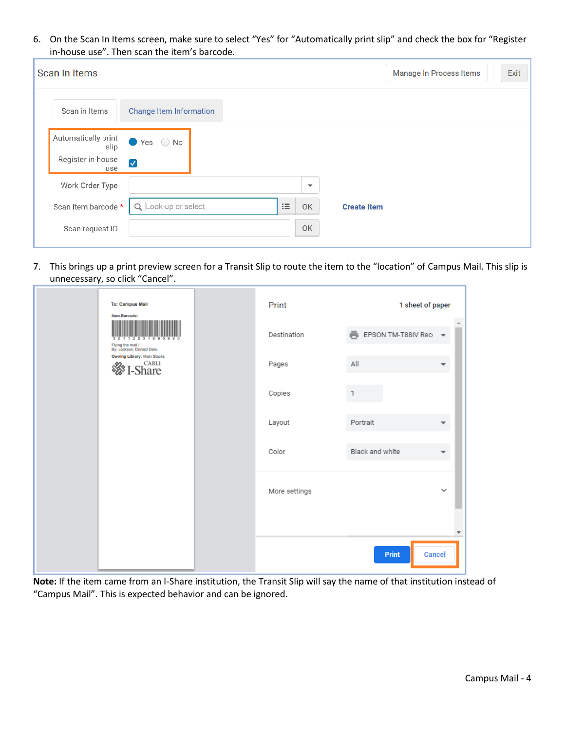6. On the Scan In Items screen, make sure to select "Yes" for "Automatically print slip" and check the box for "Register in-house use". Then scan the item's barcode.

7. This brings up a print preview screen for a Transit Slip to route the item to the "location" of Campus Mail. This slip is unnecessary, so click "Cancel".

**Note:** If the item came from an I-Share institution, the Transit Slip will say the name of that institution instead of "Campus Mail". This is expected behavior and can be ignored.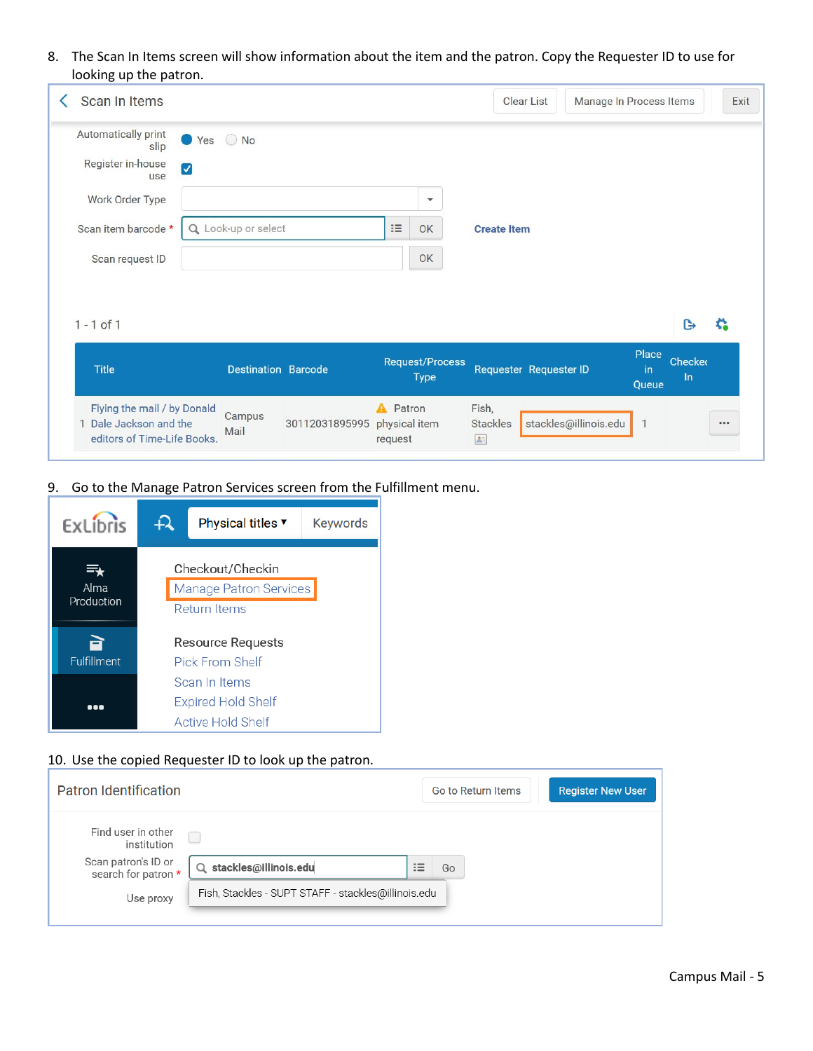8. The Scan In Items screen will show information about the item and the patron. Copy the Requester ID to use for looking up the patron.

Scan In Items

Clear List | Manage In Process Items | Exit

Automatically print slip: Yes / No

Register in-house use

Work Order Type

Scan item barcode * Look-up or select OK

Create Item

Scan request ID OK

1 - 1 of 1

| | Title | Destination | Barcode | Request/Process Type | Requester | Requester ID | Place in Queue | Checked In |
|---|---|---|---|---|---|---|---|---|
| 1 | Flying the mail / by Donald Dale Jackson and the editors of Time-Life Books. | Campus Mail | 30112031895995 | Patron physical item request | Fish, Stackles | stackles@illinois.edu | 1 | |

9. Go to the Manage Patron Services screen from the Fulfillment menu.

ExLibris | Physical titles ▾ | Keywords

Alma Production

Fulfillment

Checkout/Checkin
- Manage Patron Services
- Return Items

Resource Requests
- Pick From Shelf
- Scan In Items
- Expired Hold Shelf
- Active Hold Shelf

10. Use the copied Requester ID to look up the patron.

Patron Identification

Go to Return Items | Register New User

Find user in other institution

Scan patron's ID or search for patron * stackles@illinois.edu Go

Use proxy

Fish, Stackles - SUPT STAFF - stackles@illinois.edu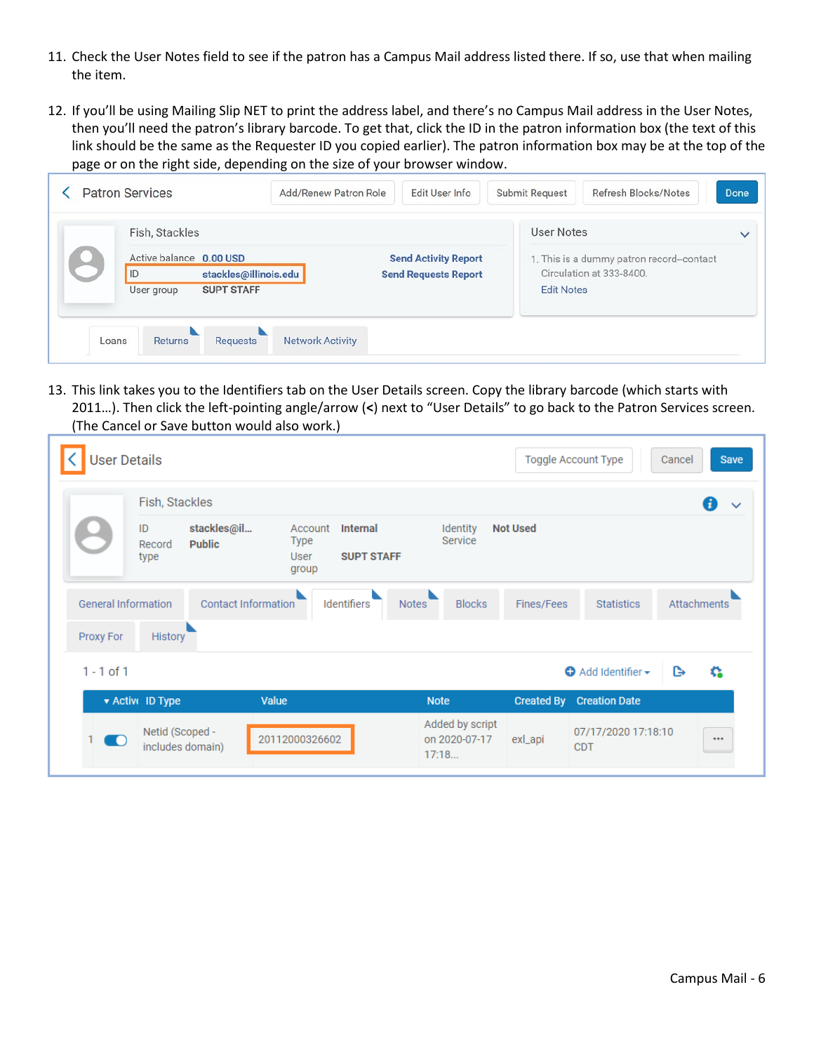11. Check the User Notes field to see if the patron has a Campus Mail address listed there. If so, use that when mailing the item.

12. If you'll be using Mailing Slip NET to print the address label, and there's no Campus Mail address in the User Notes, then you'll need the patron's library barcode. To get that, click the ID in the patron information box (the text of this link should be the same as the Requester ID you copied earlier). The patron information box may be at the top of the page or on the right side, depending on the size of your browser window.

13. This link takes you to the Identifiers tab on the User Details screen. Copy the library barcode (which starts with 2011…). Then click the left-pointing angle/arrow (<) next to "User Details" to go back to the Patron Services screen. (The Cancel or Save button would also work.)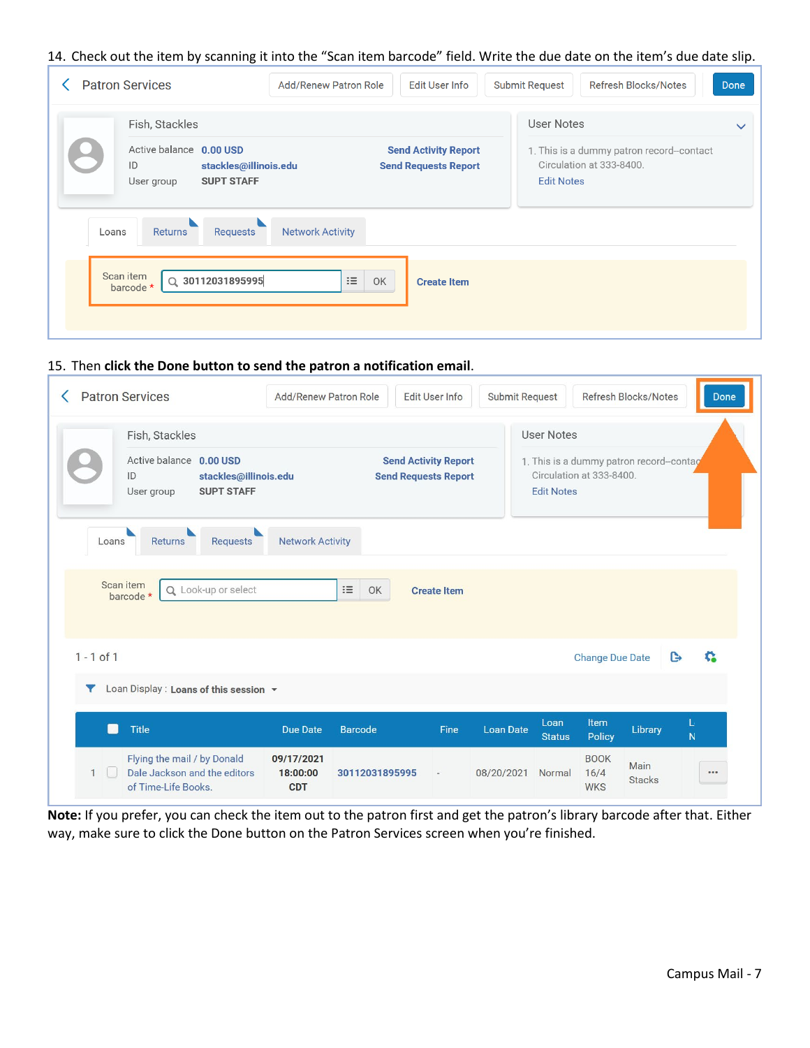14. Check out the item by scanning it into the "Scan item barcode" field. Write the due date on the item's due date slip.

15. Then **click the Done button to send the patron a notification email**.

**Note:** If you prefer, you can check the item out to the patron first and get the patron's library barcode after that. Either way, make sure to click the Done button on the Patron Services screen when you're finished.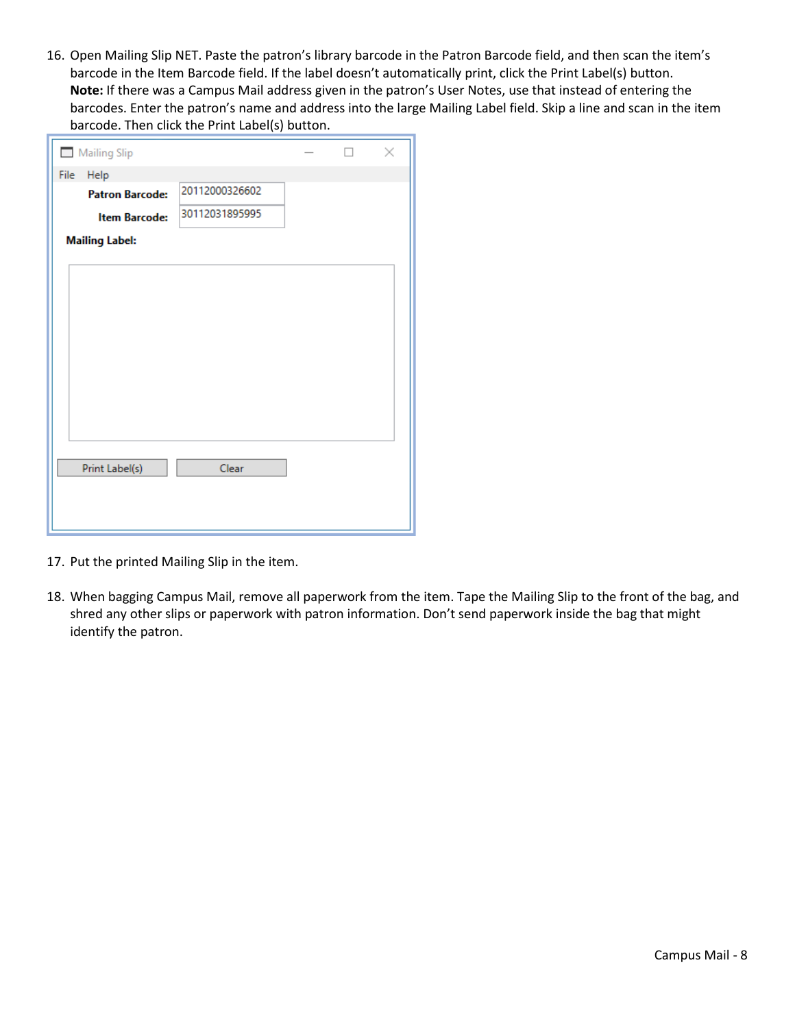16. Open Mailing Slip NET. Paste the patron's library barcode in the Patron Barcode field, and then scan the item's barcode in the Item Barcode field. If the label doesn't automatically print, click the Print Label(s) button.
    **Note:** If there was a Campus Mail address given in the patron's User Notes, use that instead of entering the barcodes. Enter the patron's name and address into the large Mailing Label field. Skip a line and scan in the item barcode. Then click the Print Label(s) button.

Mailing Slip

File Help

Patron Barcode: 20112000326602

Item Barcode: 30112031895995

Mailing Label:

Print Label(s) Clear

17. Put the printed Mailing Slip in the item.

18. When bagging Campus Mail, remove all paperwork from the item. Tape the Mailing Slip to the front of the bag, and shred any other slips or paperwork with patron information. Don't send paperwork inside the bag that might identify the patron.